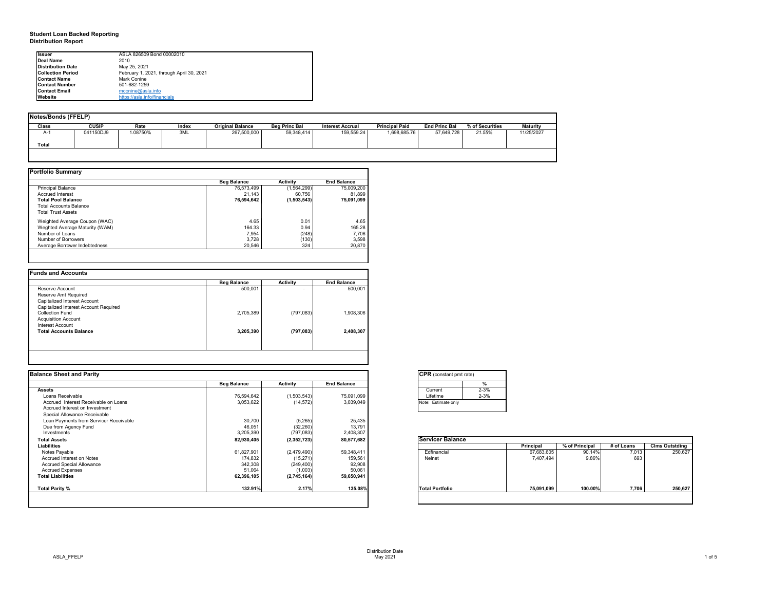# Student Loan Backed Reporting
## Distribution Report

| | |
|---|---|
| **Issuer** | ASLA 826509 Bond 00002010 |
| **Deal Name** | 2010 |
| **Distribution Date** | May 25, 2021 |
| **Collection Period** | February 1, 2021, through April 30, 2021 |
| **Contact Name** | Mark Conine |
| **Contact Number** | 501-682-1259 |
| **Contact Email** | mconine@asla.info |
| **Website** | https://asla.info/financials |

### Notes/Bonds (FFELP)

| Class | CUSIP | Rate | Index | Original Balance | Beg Princ Bal | Interest Accrual | Principal Paid | End Princ Bal | % of Securities | Maturity |
|---|---|---|---|---|---|---|---|---|---|---|
| A-1 | 041150DJ9 | 1.08750% | 3ML | 267,500,000 | 59,348,414 | 159,559.24 | 1,698,685.76 | 57,649,728 | *21.55%* | 11/25/2027 |
| **Total** | | | | | | | | | | |

### Portfolio Summary

| | Beg Balance | Activity | End Balance |
|---|---|---|---|
| Principal Balance | 76,573,499 | (1,564,299) | 75,009,200 |
| Accrued Interest | 21,143 | 60,756 | 81,899 |
| **Total Pool Balance** | **76,594,642** | **(1,503,543)** | **75,091,099** |
| Total Accounts Balance | | | |
| Total Trust Assets | | | |
| Weighted Average Coupon (WAC) | 4.65 | 0.01 | 4.65 |
| Weghted Average Maturity (WAM) | 164.33 | 0.94 | 165.28 |
| Number of Loans | 7,954 | (248) | 7,706 |
| Number of Borrowers | 3,728 | (130) | 3,598 |
| Average Borrower Indebtedness | 20,546 | 324 | 20,870 |

### Funds and Accounts

| | Beg Balance | Activity | End Balance |
|---|---|---|---|
| Reserve Account | 500,001 | - | 500,001 |
| Reserve Amt Required | | | |
| Capitalized Interest Account | | | |
| Capitalized Interest Account Required | | | |
| Collection Fund | 2,705,389 | (797,083) | 1,908,306 |
| Acquisition Account | | | |
| Interest Account | | | |
| **Total Accounts Balance** | **3,205,390** | **(797,083)** | **2,408,307** |

### Balance Sheet and Parity

| | Beg Balance | Activity | End Balance |
|---|---|---|---|
| **Assets** | | | |
| Loans Receivable | 76,594,642 | (1,503,543) | 75,091,099 |
| Accrued Interest Receivable on Loans | 3,053,622 | (14,572) | 3,039,049 |
| Accrued Interest on Investment | | | |
| Special Allowance Receivable | | | |
| Loan Payments from Servicer Receivable | 30,700 | (5,265) | 25,435 |
| Due from Agency Fund | 46,051 | (32,260) | 13,791 |
| Investments | 3,205,390 | (797,083) | 2,408,307 |
| **Total Assets** | **82,930,405** | **(2,352,723)** | **80,577,682** |
| **Liabilities** | | | |
| Notes Payable | 61,827,901 | (2,479,490) | 59,348,411 |
| Accrued Interest on Notes | 174,832 | (15,271) | 159,561 |
| Accrued Special Allowance | 342,308 | (249,400) | 92,908 |
| Accrued Expenses | 51,064 | (1,003) | 50,061 |
| **Total Liabilities** | **62,396,105** | **(2,745,164)** | **59,650,941** |
| **Total Parity %** | **132.91%** | **2.17%** | **135.08%** |

### CPR (constant pmt rate)

| | % |
|---|---|
| Current | 2-3% |
| Lifetime | 2-3% |

Note: Estimate only

### Servicer Balance

| | Principal | % of Principal | # of Loans | Clms Outstding |
|---|---|---|---|---|
| Edfinancial | 67,683,605 | 90.14% | 7,013 | 250,627 |
| Nelnet | 7,407,494 | 9.86% | 693 | |
| **Total Portfolio** | **75,091,099** | **100.00%** | **7,706** | **250,627** |

Distribution Date
May 2021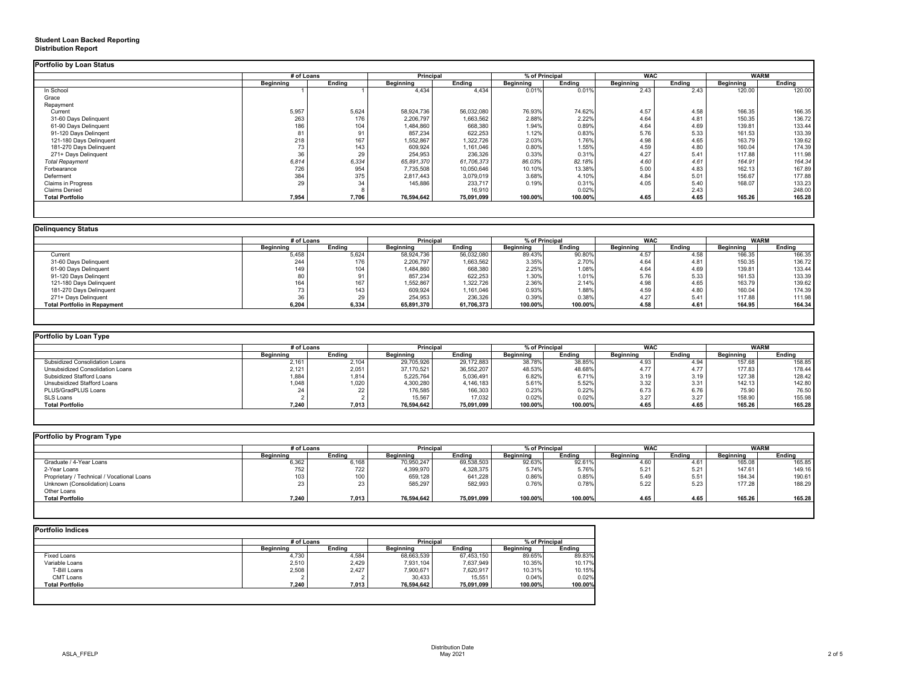**Student Loan Backed Reporting**
**Distribution Report**

## Portfolio by Loan Status

| | # of Loans | | Principal | | % of Principal | | WAC | | WARM | |
|---|---|---|---|---|---|---|---|---|---|---|
| | Beginning | Ending | Beginning | Ending | Beginning | Ending | Beginning | Ending | Beginning | Ending |
| In School | 1 | 1 | 4,434 | 4,434 | 0.01% | 0.01% | 2.43 | 2.43 | 120.00 | 120.00 |
| Grace | | | | | | | | | | |
| Repayment | | | | | | | | | | |
| Current | 5,957 | 5,624 | 58,924,736 | 56,032,080 | 76.93% | 74.62% | 4.57 | 4.58 | 166.35 | 166.35 |
| 31-60 Days Delinquent | 263 | 176 | 2,206,797 | 1,663,562 | 2.88% | 2.22% | 4.64 | 4.81 | 150.35 | 136.72 |
| 61-90 Days Delinquent | 186 | 104 | 1,484,860 | 668,380 | 1.94% | 0.89% | 4.64 | 4.69 | 139.81 | 133.44 |
| 91-120 Days Delingent | 81 | 91 | 857,234 | 622,253 | 1.12% | 0.83% | 5.76 | 5.33 | 161.53 | 133.39 |
| 121-180 Days Delinquent | 218 | 167 | 1,552,867 | 1,322,726 | 2.03% | 1.76% | 4.98 | 4.65 | 163.79 | 139.62 |
| 181-270 Days Delinquent | 73 | 143 | 609,924 | 1,161,046 | 0.80% | 1.55% | 4.59 | 4.80 | 160.04 | 174.39 |
| 271+ Days Delinquent | 36 | 29 | 254,953 | 236,326 | 0.33% | 0.31% | 4.27 | 5.41 | 117.88 | 111.98 |
| *Total Repayment* | *6,814* | *6,334* | *65,891,370* | *61,706,373* | *86.03%* | *82.18%* | *4.60* | *4.61* | *164.91* | *164.34* |
| Forbearance | 726 | 954 | 7,735,508 | 10,050,646 | 10.10% | 13.38% | 5.00 | 4.83 | 162.13 | 167.89 |
| Deferment | 384 | 375 | 2,817,443 | 3,079,019 | 3.68% | 4.10% | 4.84 | 5.01 | 156.67 | 177.88 |
| Claims in Progress | 29 | 34 | 145,886 | 233,717 | 0.19% | 0.31% | 4.05 | 5.40 | 168.07 | 133.23 |
| Claims Denied | | 8 | | 16,910 | | 0.02% | | 2.43 | | 248.00 |
| **Total Portfolio** | **7,954** | **7,706** | **76,594,642** | **75,091,099** | **100.00%** | **100.00%** | **4.65** | **4.65** | **165.26** | **165.28** |

## Delinquency Status

| | # of Loans | | Principal | | % of Principal | | WAC | | WARM | |
|---|---|---|---|---|---|---|---|---|---|---|
| | Beginning | Ending | Beginning | Ending | Beginning | Ending | Beginning | Ending | Beginning | Ending |
| Current | 5,458 | 5,624 | 58,924,736 | 56,032,080 | 89.43% | 90.80% | 4.57 | 4.58 | 166.35 | 166.35 |
| 31-60 Days Delinquent | 244 | 176 | 2,206,797 | 1,663,562 | 3.35% | 2.70% | 4.64 | 4.81 | 150.35 | 136.72 |
| 61-90 Days Delinquent | 149 | 104 | 1,484,860 | 668,380 | 2.25% | 1.08% | 4.64 | 4.69 | 139.81 | 133.44 |
| 91-120 Days Delingent | 80 | 91 | 857,234 | 622,253 | 1.30% | 1.01% | 5.76 | 5.33 | 161.53 | 133.39 |
| 121-180 Days Delinquent | 164 | 167 | 1,552,867 | 1,322,726 | 2.36% | 2.14% | 4.98 | 4.65 | 163.79 | 139.62 |
| 181-270 Days Delinquent | 73 | 143 | 609,924 | 1,161,046 | 0.93% | 1.88% | 4.59 | 4.80 | 160.04 | 174.39 |
| 271+ Days Delinquent | 36 | 29 | 254,953 | 236,326 | 0.39% | 0.38% | 4.27 | 5.41 | 117.88 | 111.98 |
| **Total Portfolio in Repayment** | **6,204** | **6,334** | **65,891,370** | **61,706,373** | **100.00%** | **100.00%** | **4.58** | **4.61** | **164.95** | **164.34** |

## Portfolio by Loan Type

| | # of Loans | | Principal | | % of Principal | | WAC | | WARM | |
|---|---|---|---|---|---|---|---|---|---|---|
| | Beginning | Ending | Beginning | Ending | Beginning | Ending | Beginning | Ending | Beginning | Ending |
| Subsidized Consolidation Loans | 2,161 | 2,104 | 29,705,926 | 29,172,883 | 38.78% | 38.85% | 4.93 | 4.94 | 157.68 | 158.85 |
| Unsubsidized Consolidation Loans | 2,121 | 2,051 | 37,170,521 | 36,552,207 | 48.53% | 48.68% | 4.77 | 4.77 | 177.83 | 178.44 |
| Subsidized Stafford Loans | 1,884 | 1,814 | 5,225,764 | 5,036,491 | 6.82% | 6.71% | 3.19 | 3.19 | 127.38 | 128.42 |
| Unsubsidized Stafford Loans | 1,048 | 1,020 | 4,300,280 | 4,146,183 | 5.61% | 5.52% | 3.32 | 3.31 | 142.13 | 142.80 |
| PLUS/GradPLUS Loans | 24 | 22 | 176,585 | 166,303 | 0.23% | 0.22% | 6.73 | 6.76 | 75.90 | 76.50 |
| SLS Loans | 2 | 2 | 15,567 | 17,032 | 0.02% | 0.02% | 3.27 | 3.27 | 158.90 | 155.98 |
| **Total Portfolio** | **7,240** | **7,013** | **76,594,642** | **75,091,099** | **100.00%** | **100.00%** | **4.65** | **4.65** | **165.26** | **165.28** |

## Portfolio by Program Type

| | # of Loans | | Principal | | % of Principal | | WAC | | WARM | |
|---|---|---|---|---|---|---|---|---|---|---|
| | Beginning | Ending | Beginning | Ending | Beginning | Ending | Beginning | Ending | Beginning | Ending |
| Graduate / 4-Year Loans | 6,362 | 6,168 | 70,950,247 | 69,538,503 | 92.63% | 92.61% | 4.60 | 4.61 | 165.08 | 165.85 |
| 2-Year Loans | 752 | 722 | 4,399,970 | 4,328,375 | 5.74% | 5.76% | 5.21 | 5.21 | 147.61 | 149.16 |
| Proprietary / Technical / Vocational Loans | 103 | 100 | 659,128 | 641,228 | 0.86% | 0.85% | 5.49 | 5.51 | 184.34 | 190.61 |
| Unknown (Consolidation) Loans | 23 | 23 | 585,297 | 582,993 | 0.76% | 0.78% | 5.22 | 5.23 | 177.28 | 188.29 |
| Other Loans | | | | | | | | | | |
| **Total Portfolio** | **7,240** | **7,013** | **76,594,642** | **75,091,099** | **100.00%** | **100.00%** | **4.65** | **4.65** | **165.26** | **165.28** |

## Portfolio Indices

| | # of Loans | | Principal | | % of Principal | |
|---|---|---|---|---|---|---|
| | Beginning | Ending | Beginning | Ending | Beginning | Ending |
| Fixed Loans | 4,730 | 4,584 | 68,663,539 | 67,453,150 | 89.65% | 89.83% |
| Variable Loans | 2,510 | 2,429 | 7,931,104 | 7,637,949 | 10.35% | 10.17% |
| T-Bill Loans | 2,508 | 2,427 | 7,900,671 | 7,620,917 | 10.31% | 10.15% |
| CMT Loans | 2 | 2 | 30,433 | 15,551 | 0.04% | 0.02% |
| **Total Portfolio** | **7,240** | **7,013** | **76,594,642** | **75,091,099** | **100.00%** | **100.00%** |

Distribution Date
May 2021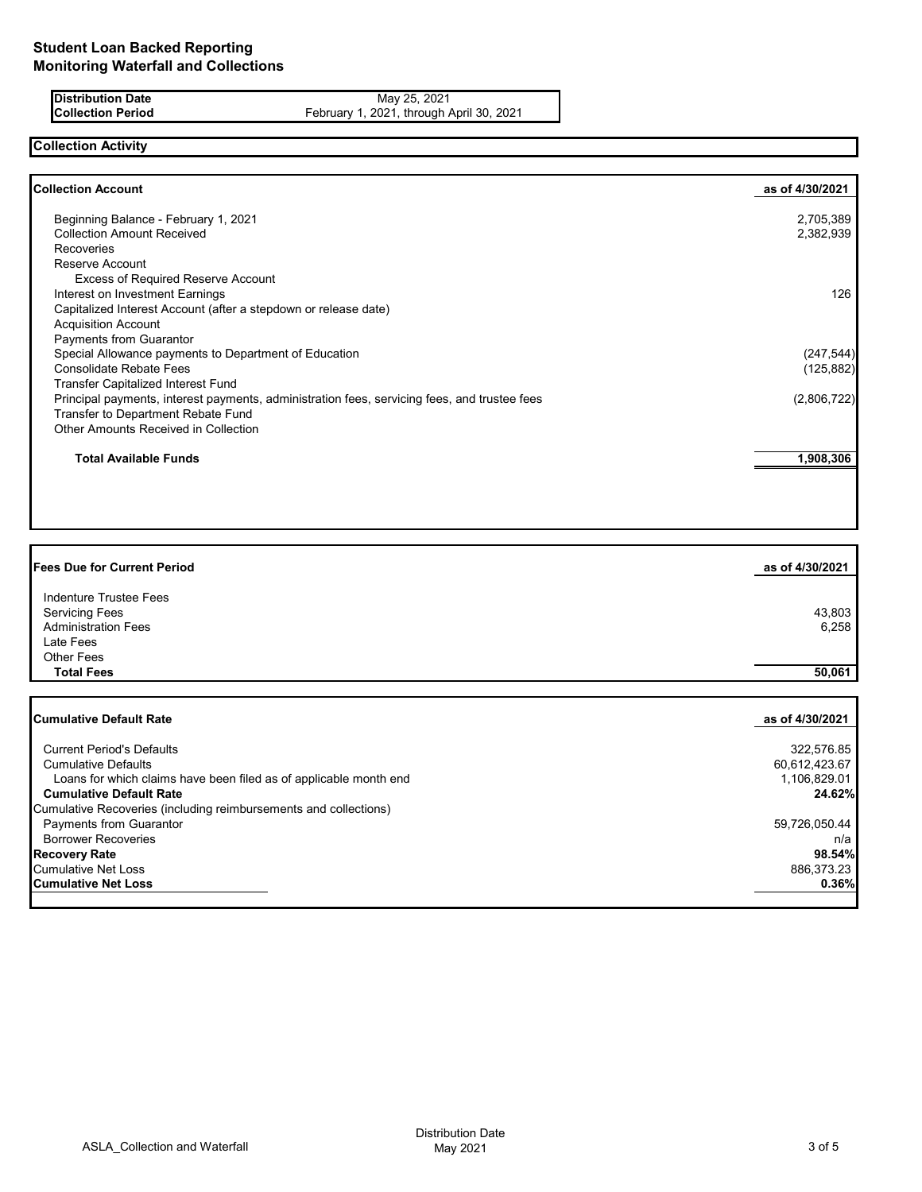# Student Loan Backed Reporting
## Monitoring Waterfall and Collections

| | |
|---|---|
| **Distribution Date** | May 25, 2021 |
| **Collection Period** | February 1, 2021, through April 30, 2021 |

## Collection Activity

| **Collection Account** | **as of 4/30/2021** |
|---|---|
| Beginning Balance - February 1, 2021 | 2,705,389 |
| Collection Amount Received | 2,382,939 |
| Recoveries | |
| Reserve Account | |
| Excess of Required Reserve Account | |
| Interest on Investment Earnings | 126 |
| Capitalized Interest Account (after a stepdown or release date) | |
| Acquisition Account | |
| Payments from Guarantor | |
| Special Allowance payments to Department of Education | (247,544) |
| Consolidate Rebate Fees | (125,882) |
| Transfer Capitalized Interest Fund | |
| Principal payments, interest payments, administration fees, servicing fees, and trustee fees | (2,806,722) |
| Transfer to Department Rebate Fund | |
| Other Amounts Received in Collection | |
| **Total Available Funds** | **1,908,306** |

| **Fees Due for Current Period** | **as of 4/30/2021** |
|---|---|
| Indenture Trustee Fees | |
| Servicing Fees | 43,803 |
| Administration Fees | 6,258 |
| Late Fees | |
| Other Fees | |
| **Total Fees** | **50,061** |

| **Cumulative Default Rate** | **as of 4/30/2021** |
|---|---|
| Current Period's Defaults | 322,576.85 |
| Cumulative Defaults | 60,612,423.67 |
| Loans for which claims have been filed as of applicable month end | 1,106,829.01 |
| **Cumulative Default Rate** | **24.62%** |
| Cumulative Recoveries (including reimbursements and collections) | |
| Payments from Guarantor | 59,726,050.44 |
| Borrower Recoveries | n/a |
| **Recovery Rate** | **98.54%** |
| Cumulative Net Loss | 886,373.23 |
| **Cumulative Net Loss** | **0.36%** |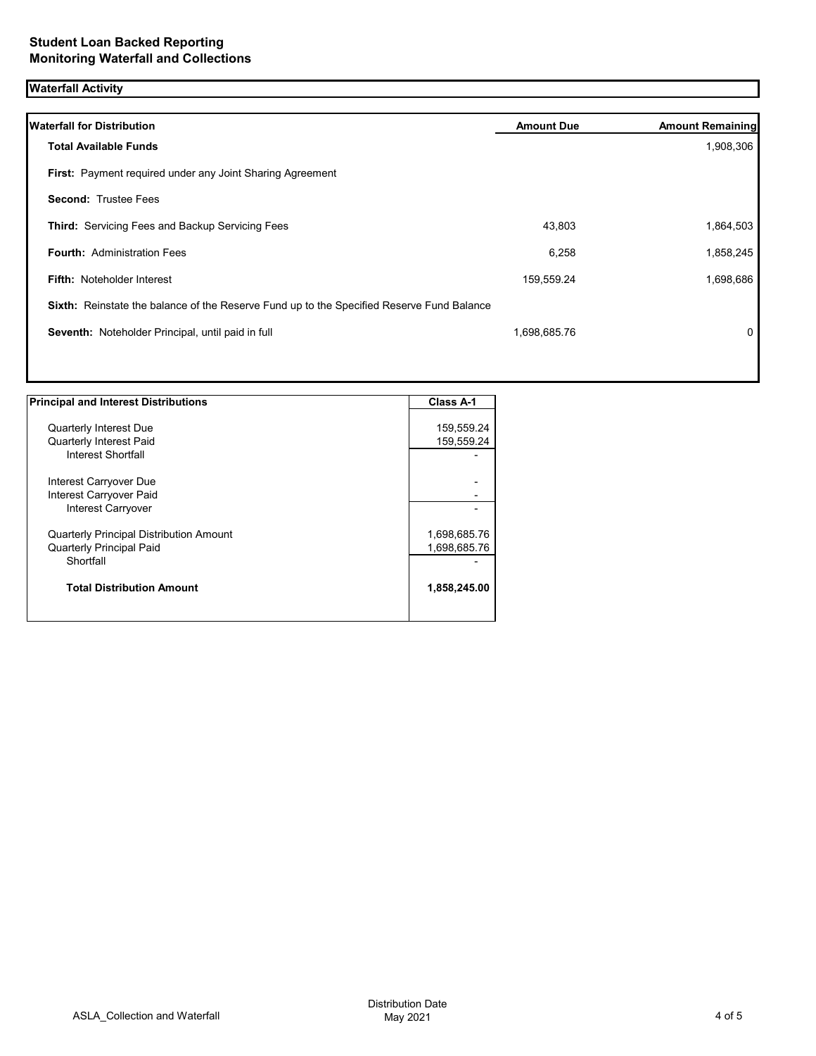**Student Loan Backed Reporting**
**Monitoring Waterfall and Collections**

## Waterfall Activity

| Waterfall for Distribution | Amount Due | Amount Remaining |
|---|---|---|
| **Total Available Funds** | | 1,908,306 |
| **First:** Payment required under any Joint Sharing Agreement | | |
| **Second:** Trustee Fees | | |
| **Third:** Servicing Fees and Backup Servicing Fees | 43,803 | 1,864,503 |
| **Fourth:** Administration Fees | 6,258 | 1,858,245 |
| **Fifth:** Noteholder Interest | 159,559.24 | 1,698,686 |
| **Sixth:** Reinstate the balance of the Reserve Fund up to the Specified Reserve Fund Balance | | |
| **Seventh:** Noteholder Principal, until paid in full | 1,698,685.76 | 0 |

| Principal and Interest Distributions | Class A-1 |
|---|---|
| Quarterly Interest Due | 159,559.24 |
| Quarterly Interest Paid | 159,559.24 |
| Interest Shortfall | - |
| Interest Carryover Due | - |
| Interest Carryover Paid | - |
| Interest Carryover | - |
| Quarterly Principal Distribution Amount | 1,698,685.76 |
| Quarterly Principal Paid | 1,698,685.76 |
| Shortfall | - |
| **Total Distribution Amount** | **1,858,245.00** |

ASLA_Collection and Waterfall

Distribution Date
May 2021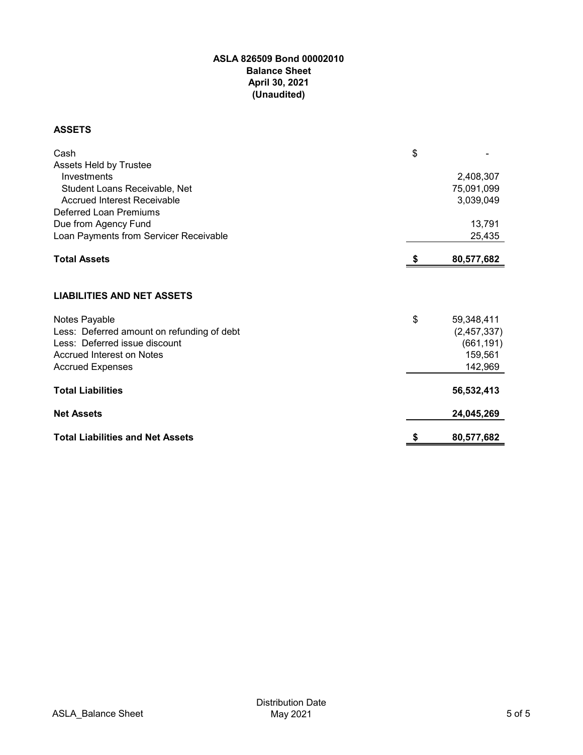**ASLA 826509 Bond 00002010**
**Balance Sheet**
**April 30, 2021**
**(Unaudited)**

**ASSETS**

| | | |
|---|---|---|
| Cash | $ | - |
| Assets Held by Trustee | | |
| Investments | | 2,408,307 |
| Student Loans Receivable, Net | | 75,091,099 |
| Accrued Interest Receivable | | 3,039,049 |
| Deferred Loan Premiums | | |
| Due from Agency Fund | | 13,791 |
| Loan Payments from Servicer Receivable | | 25,435 |
| **Total Assets** | **$** | **80,577,682** |

**LIABILITIES AND NET ASSETS**

| | | |
|---|---|---|
| Notes Payable | $ | 59,348,411 |
| Less: Deferred amount on refunding of debt | | (2,457,337) |
| Less: Deferred issue discount | | (661,191) |
| Accrued Interest on Notes | | 159,561 |
| Accrued Expenses | | 142,969 |
| **Total Liabilities** | | **56,532,413** |
| **Net Assets** | | **24,045,269** |
| **Total Liabilities and Net Assets** | **$** | **80,577,682** |

ASLA_Balance Sheet

Distribution Date
May 2021